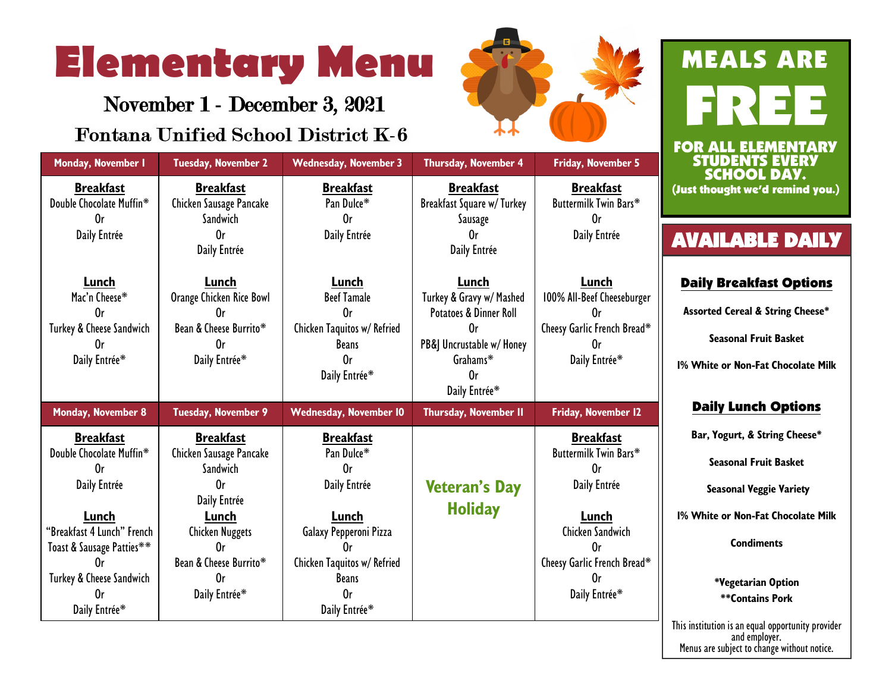# Elementary Menu

## November 1 - December 3, 2021

## Fontana Unified School District K-6

| Monday, November 1 | Tuesday, November 2 | Wednesday, November 3 | Thursday, November 4 | Friday, November 5 |
|---|---|---|---|---|
| **Breakfast**<br>Double Chocolate Muffin*<br>Or<br>Daily Entrée<br><br>**Lunch**<br>Mac'n Cheese*<br>Or<br>Turkey & Cheese Sandwich<br>Or<br>Daily Entrée* | **Breakfast**<br>Chicken Sausage Pancake Sandwich<br>Or<br>Daily Entrée<br><br>**Lunch**<br>Orange Chicken Rice Bowl<br>Or<br>Bean & Cheese Burrito*<br>Or<br>Daily Entrée* | **Breakfast**<br>Pan Dulce*<br>Or<br>Daily Entrée<br><br>**Lunch**<br>Beef Tamale<br>Or<br>Chicken Taquitos w/ Refried Beans<br>Or<br>Daily Entrée* | **Breakfast**<br>Breakfast Square w/ Turkey Sausage<br>Or<br>Daily Entrée<br><br>**Lunch**<br>Turkey & Gravy w/ Mashed Potatoes & Dinner Roll<br>Or<br>PB&J Uncrustable w/ Honey Grahams*<br>Or<br>Daily Entrée* | **Breakfast**<br>Buttermilk Twin Bars*<br>Or<br>Daily Entrée<br><br>**Lunch**<br>100% All-Beef Cheeseburger<br>Or<br>Cheesy Garlic French Bread*<br>Or<br>Daily Entrée* |
| **Monday, November 8** | **Tuesday, November 9** | **Wednesday, November 10** | **Thursday, November 11** | **Friday, November 12** |
| **Breakfast**<br>Double Chocolate Muffin*<br>Or<br>Daily Entrée<br><br>**Lunch**<br>"Breakfast 4 Lunch" French Toast & Sausage Patties**<br>Or<br>Turkey & Cheese Sandwich<br>Or<br>Daily Entrée* | **Breakfast**<br>Chicken Sausage Pancake Sandwich<br>Or<br>Daily Entrée<br><br>**Lunch**<br>Chicken Nuggets<br>Or<br>Bean & Cheese Burrito*<br>Or<br>Daily Entrée* | **Breakfast**<br>Pan Dulce*<br>Or<br>Daily Entrée<br><br>**Lunch**<br>Galaxy Pepperoni Pizza<br>Or<br>Chicken Taquitos w/ Refried Beans<br>Or<br>Daily Entrée* | **Veteran's Day Holiday** | **Breakfast**<br>Buttermilk Twin Bars*<br>Or<br>Daily Entrée<br><br>**Lunch**<br>Chicken Sandwich<br>Or<br>Cheesy Garlic French Bread*<br>Or<br>Daily Entrée* |

## MEALS ARE FREE

**FOR ALL ELEMENTARY STUDENTS EVERY SCHOOL DAY.**
**(Just thought we'd remind you.)**

## AVAILABLE DAILY

### Daily Breakfast Options

**Assorted Cereal & String Cheese***

**Seasonal Fruit Basket**

**1% White or Non-Fat Chocolate Milk**

### Daily Lunch Options

**Bar, Yogurt, & String Cheese***

**Seasonal Fruit Basket**

**Seasonal Veggie Variety**

**1% White or Non-Fat Chocolate Milk**

**Condiments**

***Vegetarian Option**
****Contains Pork**

This institution is an equal opportunity provider and employer.
Menus are subject to change without notice.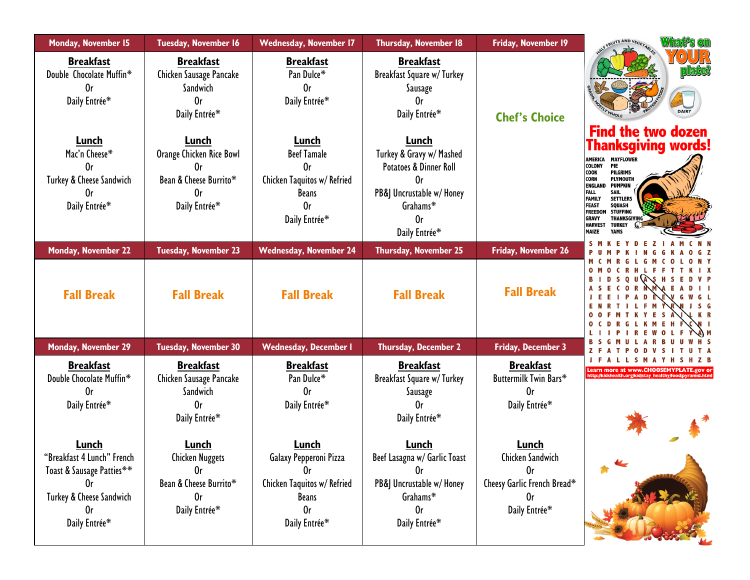| Monday, November 15 | Tuesday, November 16 | Wednesday, November 17 | Thursday, November 18 | Friday, November 19 |
|---|---|---|---|---|
| **Breakfast**<br>Double Chocolate Muffin*<br>Or<br>Daily Entrée*<br><br>**Lunch**<br>Mac'n Cheese*<br>Or<br>Turkey & Cheese Sandwich<br>Or<br>Daily Entrée* | **Breakfast**<br>Chicken Sausage Pancake Sandwich<br>Or<br>Daily Entrée*<br><br>**Lunch**<br>Orange Chicken Rice Bowl<br>Or<br>Bean & Cheese Burrito*<br>Or<br>Daily Entrée* | **Breakfast**<br>Pan Dulce*<br>Or<br>Daily Entrée*<br><br>**Lunch**<br>Beef Tamale<br>Or<br>Chicken Taquitos w/ Refried Beans<br>Or<br>Daily Entrée* | **Breakfast**<br>Breakfast Square w/ Turkey Sausage<br>Or<br>Daily Entrée*<br><br>**Lunch**<br>Turkey & Gravy w/ Mashed Potatoes & Dinner Roll<br>Or<br>PB&J Uncrustable w/ Honey Grahams*<br>Or<br>Daily Entrée* | Chef's Choice |
| **Monday, November 22** | **Tuesday, November 23** | **Wednesday, November 24** | **Thursday, November 25** | **Friday, November 26** |
| Fall Break | Fall Break | Fall Break | Fall Break | Fall Break |
| **Monday, November 29** | **Tuesday, November 30** | **Wednesday, December 1** | **Thursday, December 2** | **Friday, December 3** |
| **Breakfast**<br>Double Chocolate Muffin*<br>Or<br>Daily Entrée*<br><br>**Lunch**<br>"Breakfast 4 Lunch" French Toast & Sausage Patties**<br>Or<br>Turkey & Cheese Sandwich<br>Or<br>Daily Entrée* | **Breakfast**<br>Chicken Sausage Pancake Sandwich<br>Or<br>Daily Entrée*<br><br>**Lunch**<br>Chicken Nuggets<br>Or<br>Bean & Cheese Burrito*<br>Or<br>Daily Entrée* | **Breakfast**<br>Pan Dulce*<br>Or<br>Daily Entrée*<br><br>**Lunch**<br>Galaxy Pepperoni Pizza<br>Or<br>Chicken Taquitos w/ Refried Beans<br>Or<br>Daily Entrée* | **Breakfast**<br>Breakfast Square w/ Turkey Sausage<br>Or<br>Daily Entrée*<br><br>**Lunch**<br>Beef Lasagna w/ Garlic Toast<br>Or<br>PB&J Uncrustable w/ Honey Grahams*<br>Or<br>Daily Entrée* | **Breakfast**<br>Buttermilk Twin Bars*<br>Or<br>Daily Entrée*<br><br>**Lunch**<br>Chicken Sandwich<br>Or<br>Cheesy Garlic French Bread*<br>Or<br>Daily Entrée* |

**What's on YOUR plate?**

HALF FRUITS AND VEGETABLES · GRAINS, MOSTLY WHOLE · PROTEIN FOODS · DAIRY

## Find the two dozen Thanksgiving words!

AMERICA, COLONY, COOK, CORN, ENGLAND, FALL, FAMILY, FEAST, FREEDOM, GRAVY, HARVEST, MAIZE, MAYFLOWER, PIE, PILGRIMS, PLYMOUTH, PUMPKIN, SAIL, SETTLERS, SQUASH, STUFFING, THANKSGIVING, TURKEY, YAMS

```
S M K E Y D E Z I A M C N N
P U M P K I N G G K A O G Z
M C M R G L G M C O L O N Y
O M O C R H L F F T T K I X
B I D S Q U A S H S E D V P
A S E C O R N M A E A D I I
J E E I P A D E E V G W G L
E N R T I L F M Y R N J S G
O O F M T K Y E S A I L K R
O C D R G L K M E H F C N I
L I I P I R E W O L F Y A M
B S G M U L A R B U U W H S
Z F A T P O D V S I T U T A
J F A L L S M A Y H S H Z B
```

Learn more at www.CHOOSEMYPLATE.gov or http://kidshealth.org/kid/stay_healthy/food/pyramid.html